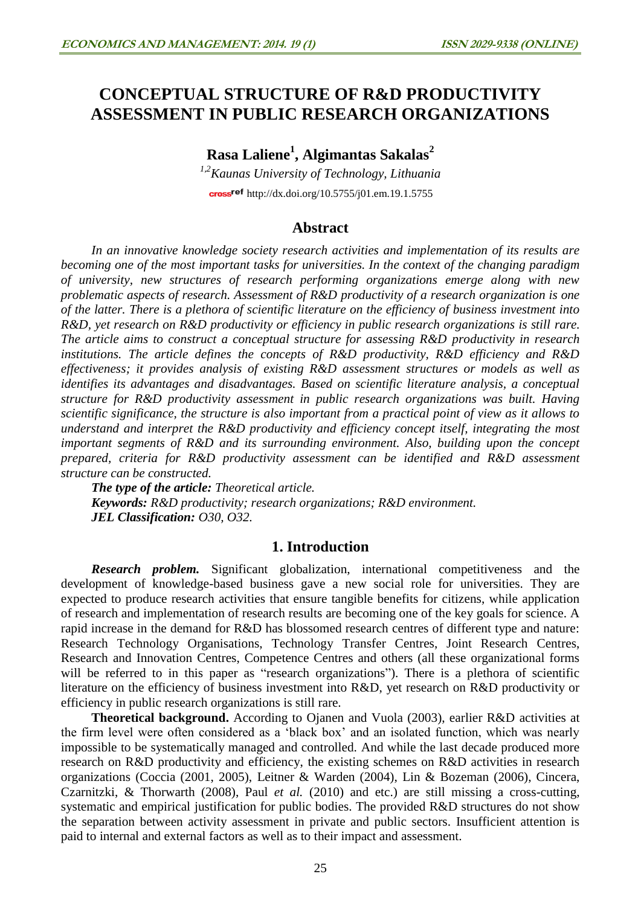# CONCEPTUAL STRUCTURE OF R&D PRODUCTIVITY ASSESSMENT IN PUBLIC RESEARCH ORGANIZATIONS

**Rasa Laliene[1], Algimantas Sakalas[2]**

*[1,2]Kaunas University of Technology, Lithuania*

http://dx.doi.org/10.5755/j01.em.19.1.5755

## Abstract

*In an innovative knowledge society research activities and implementation of its results are becoming one of the most important tasks for universities. In the context of the changing paradigm of university, new structures of research performing organizations emerge along with new problematic aspects of research. Assessment of R&D productivity of a research organization is one of the latter. There is a plethora of scientific literature on the efficiency of business investment into R&D, yet research on R&D productivity or efficiency in public research organizations is still rare. The article aims to construct a conceptual structure for assessing R&D productivity in research institutions. The article defines the concepts of R&D productivity, R&D efficiency and R&D effectiveness; it provides analysis of existing R&D assessment structures or models as well as identifies its advantages and disadvantages. Based on scientific literature analysis, a conceptual structure for R&D productivity assessment in public research organizations was built. Having scientific significance, the structure is also important from a practical point of view as it allows to understand and interpret the R&D productivity and efficiency concept itself, integrating the most important segments of R&D and its surrounding environment. Also, building upon the concept prepared, criteria for R&D productivity assessment can be identified and R&D assessment structure can be constructed.*

***The type of the article:*** *Theoretical article.*

***Keywords:*** *R&D productivity; research organizations; R&D environment.*

***JEL Classification:*** *O30, O32.*

## 1. Introduction

***Research problem.*** Significant globalization, international competitiveness and the development of knowledge-based business gave a new social role for universities. They are expected to produce research activities that ensure tangible benefits for citizens, while application of research and implementation of research results are becoming one of the key goals for science. A rapid increase in the demand for R&D has blossomed research centres of different type and nature: Research Technology Organisations, Technology Transfer Centres, Joint Research Centres, Research and Innovation Centres, Competence Centres and others (all these organizational forms will be referred to in this paper as "research organizations"). There is a plethora of scientific literature on the efficiency of business investment into R&D, yet research on R&D productivity or efficiency in public research organizations is still rare.

**Theoretical background.** According to Ojanen and Vuola (2003), earlier R&D activities at the firm level were often considered as a 'black box' and an isolated function, which was nearly impossible to be systematically managed and controlled. And while the last decade produced more research on R&D productivity and efficiency, the existing schemes on R&D activities in research organizations (Coccia (2001, 2005), Leitner & Warden (2004), Lin & Bozeman (2006), Cincera, Czarnitzki, & Thorwarth (2008), Paul *et al.* (2010) and etc.) are still missing a cross-cutting, systematic and empirical justification for public bodies. The provided R&D structures do not show the separation between activity assessment in private and public sectors. Insufficient attention is paid to internal and external factors as well as to their impact and assessment.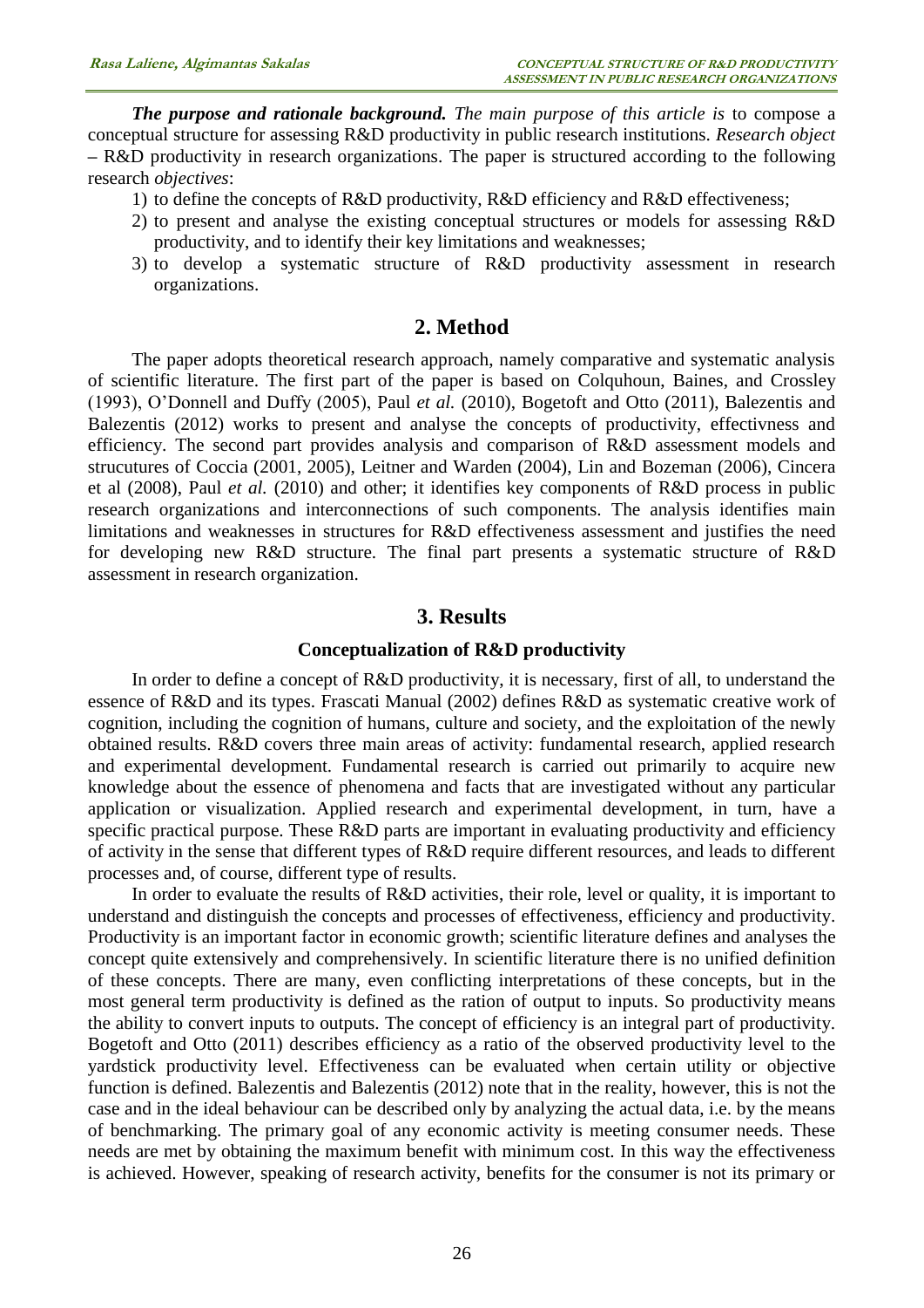***The purpose and rationale background.*** *The main purpose of this article is* to compose a conceptual structure for assessing R&D productivity in public research institutions. *Research object* – R&D productivity in research organizations. The paper is structured according to the following research *objectives*:

1) to define the concepts of R&D productivity, R&D efficiency and R&D effectiveness;
2) to present and analyse the existing conceptual structures or models for assessing R&D productivity, and to identify their key limitations and weaknesses;
3) to develop a systematic structure of R&D productivity assessment in research organizations.

## 2. Method

The paper adopts theoretical research approach, namely comparative and systematic analysis of scientific literature. The first part of the paper is based on Colquhoun, Baines, and Crossley (1993), O'Donnell and Duffy (2005), Paul *et al.* (2010), Bogetoft and Otto (2011), Balezentis and Balezentis (2012) works to present and analyse the concepts of productivity, effectivness and efficiency. The second part provides analysis and comparison of R&D assessment models and strucutures of Coccia (2001, 2005), Leitner and Warden (2004), Lin and Bozeman (2006), Cincera et al (2008), Paul *et al.* (2010) and other; it identifies key components of R&D process in public research organizations and interconnections of such components. The analysis identifies main limitations and weaknesses in structures for R&D effectiveness assessment and justifies the need for developing new R&D structure. The final part presents a systematic structure of R&D assessment in research organization.

## 3. Results

### Conceptualization of R&D productivity

In order to define a concept of R&D productivity, it is necessary, first of all, to understand the essence of R&D and its types. Frascati Manual (2002) defines R&D as systematic creative work of cognition, including the cognition of humans, culture and society, and the exploitation of the newly obtained results. R&D covers three main areas of activity: fundamental research, applied research and experimental development. Fundamental research is carried out primarily to acquire new knowledge about the essence of phenomena and facts that are investigated without any particular application or visualization. Applied research and experimental development, in turn, have a specific practical purpose. These R&D parts are important in evaluating productivity and efficiency of activity in the sense that different types of R&D require different resources, and leads to different processes and, of course, different type of results.

In order to evaluate the results of R&D activities, their role, level or quality, it is important to understand and distinguish the concepts and processes of effectiveness, efficiency and productivity. Productivity is an important factor in economic growth; scientific literature defines and analyses the concept quite extensively and comprehensively. In scientific literature there is no unified definition of these concepts. There are many, even conflicting interpretations of these concepts, but in the most general term productivity is defined as the ration of output to inputs. So productivity means the ability to convert inputs to outputs. The concept of efficiency is an integral part of productivity. Bogetoft and Otto (2011) describes efficiency as a ratio of the observed productivity level to the yardstick productivity level. Effectiveness can be evaluated when certain utility or objective function is defined. Balezentis and Balezentis (2012) note that in the reality, however, this is not the case and in the ideal behaviour can be described only by analyzing the actual data, i.e. by the means of benchmarking. The primary goal of any economic activity is meeting consumer needs. These needs are met by obtaining the maximum benefit with minimum cost. In this way the effectiveness is achieved. However, speaking of research activity, benefits for the consumer is not its primary or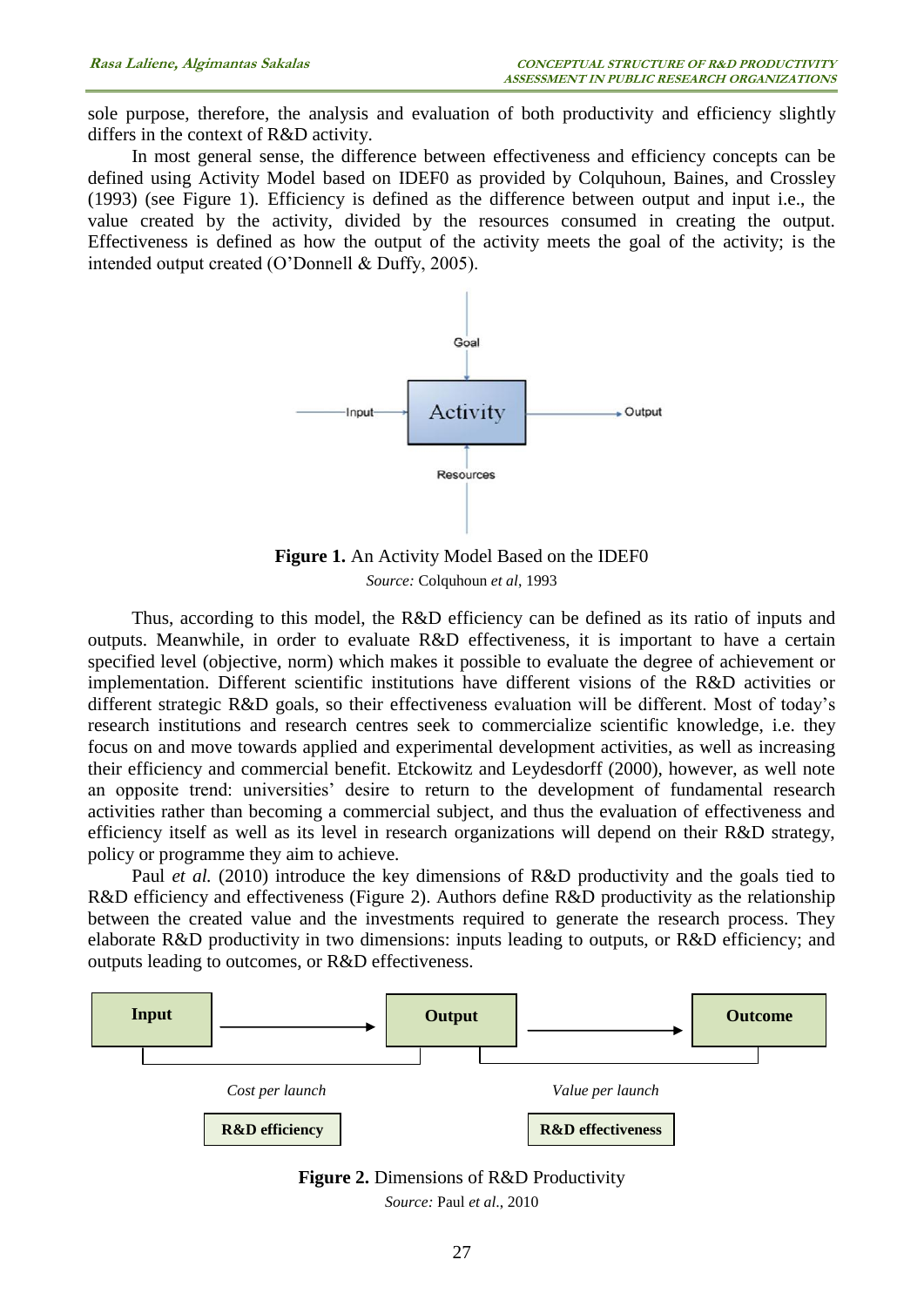sole purpose, therefore, the analysis and evaluation of both productivity and efficiency slightly differs in the context of R&D activity.

In most general sense, the difference between effectiveness and efficiency concepts can be defined using Activity Model based on IDEF0 as provided by Colquhoun, Baines, and Crossley (1993) (see Figure 1). Efficiency is defined as the difference between output and input i.e., the value created by the activity, divided by the resources consumed in creating the output. Effectiveness is defined as how the output of the activity meets the goal of the activity; is the intended output created (O'Donnell & Duffy, 2005).

**Figure 1.** An Activity Model Based on the IDEF0

*Source:* Colquhoun *et al*, 1993

Thus, according to this model, the R&D efficiency can be defined as its ratio of inputs and outputs. Meanwhile, in order to evaluate R&D effectiveness, it is important to have a certain specified level (objective, norm) which makes it possible to evaluate the degree of achievement or implementation. Different scientific institutions have different visions of the R&D activities or different strategic R&D goals, so their effectiveness evaluation will be different. Most of today's research institutions and research centres seek to commercialize scientific knowledge, i.e. they focus on and move towards applied and experimental development activities, as well as increasing their efficiency and commercial benefit. Etckowitz and Leydesdorff (2000), however, as well note an opposite trend: universities' desire to return to the development of fundamental research activities rather than becoming a commercial subject, and thus the evaluation of effectiveness and efficiency itself as well as its level in research organizations will depend on their R&D strategy, policy or programme they aim to achieve.

Paul *et al.* (2010) introduce the key dimensions of R&D productivity and the goals tied to R&D efficiency and effectiveness (Figure 2). Authors define R&D productivity as the relationship between the created value and the investments required to generate the research process. They elaborate R&D productivity in two dimensions: inputs leading to outputs, or R&D efficiency; and outputs leading to outcomes, or R&D effectiveness.

**Figure 2.** Dimensions of R&D Productivity

*Source:* Paul *et al.*, 2010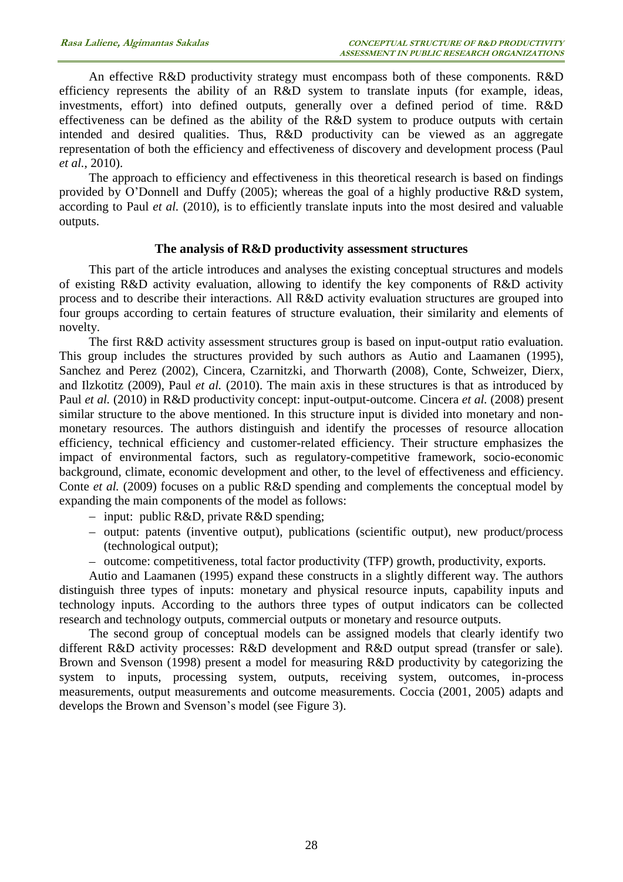An effective R&D productivity strategy must encompass both of these components. R&D efficiency represents the ability of an R&D system to translate inputs (for example, ideas, investments, effort) into defined outputs, generally over a defined period of time. R&D effectiveness can be defined as the ability of the R&D system to produce outputs with certain intended and desired qualities. Thus, R&D productivity can be viewed as an aggregate representation of both the efficiency and effectiveness of discovery and development process (Paul *et al.*, 2010).

The approach to efficiency and effectiveness in this theoretical research is based on findings provided by O'Donnell and Duffy (2005); whereas the goal of a highly productive R&D system, according to Paul *et al.* (2010), is to efficiently translate inputs into the most desired and valuable outputs.

## The analysis of R&D productivity assessment structures

This part of the article introduces and analyses the existing conceptual structures and models of existing R&D activity evaluation, allowing to identify the key components of R&D activity process and to describe their interactions. All R&D activity evaluation structures are grouped into four groups according to certain features of structure evaluation, their similarity and elements of novelty.

The first R&D activity assessment structures group is based on input-output ratio evaluation. This group includes the structures provided by such authors as Autio and Laamanen (1995), Sanchez and Perez (2002), Cincera, Czarnitzki, and Thorwarth (2008), Conte, Schweizer, Dierx, and Ilzkotitz (2009), Paul *et al.* (2010). The main axis in these structures is that as introduced by Paul *et al.* (2010) in R&D productivity concept: input-output-outcome. Cincera *et al.* (2008) present similar structure to the above mentioned. In this structure input is divided into monetary and non-monetary resources. The authors distinguish and identify the processes of resource allocation efficiency, technical efficiency and customer-related efficiency. Their structure emphasizes the impact of environmental factors, such as regulatory-competitive framework, socio-economic background, climate, economic development and other, to the level of effectiveness and efficiency. Conte *et al.* (2009) focuses on a public R&D spending and complements the conceptual model by expanding the main components of the model as follows:

- input: public R&D, private R&D spending;
- output: patents (inventive output), publications (scientific output), new product/process (technological output);
- outcome: competitiveness, total factor productivity (TFP) growth, productivity, exports.

Autio and Laamanen (1995) expand these constructs in a slightly different way. The authors distinguish three types of inputs: monetary and physical resource inputs, capability inputs and technology inputs. According to the authors three types of output indicators can be collected research and technology outputs, commercial outputs or monetary and resource outputs.

The second group of conceptual models can be assigned models that clearly identify two different R&D activity processes: R&D development and R&D output spread (transfer or sale). Brown and Svenson (1998) present a model for measuring R&D productivity by categorizing the system to inputs, processing system, outputs, receiving system, outcomes, in-process measurements, output measurements and outcome measurements. Coccia (2001, 2005) adapts and develops the Brown and Svenson's model (see Figure 3).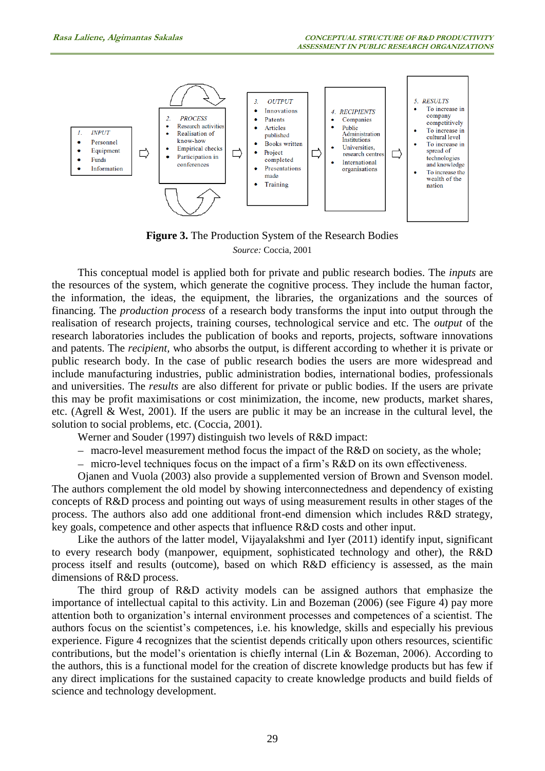**Figure 3.** The Production System of the Research Bodies

*Source:* Coccia, 2001

This conceptual model is applied both for private and public research bodies. The *inputs* are the resources of the system, which generate the cognitive process. They include the human factor, the information, the ideas, the equipment, the libraries, the organizations and the sources of financing. The *production process* of a research body transforms the input into output through the realisation of research projects, training courses, technological service and etc. The *output* of the research laboratories includes the publication of books and reports, projects, software innovations and patents. The *recipient*, who absorbs the output, is different according to whether it is private or public research body. In the case of public research bodies the users are more widespread and include manufacturing industries, public administration bodies, international bodies, professionals and universities. The *results* are also different for private or public bodies. If the users are private this may be profit maximisations or cost minimization, the income, new products, market shares, etc. (Agrell & West, 2001). If the users are public it may be an increase in the cultural level, the solution to social problems, etc. (Coccia, 2001).

Werner and Souder (1997) distinguish two levels of R&D impact:

– macro-level measurement method focus the impact of the R&D on society, as the whole;

– micro-level techniques focus on the impact of a firm's R&D on its own effectiveness.

Ojanen and Vuola (2003) also provide a supplemented version of Brown and Svenson model. The authors complement the old model by showing interconnectedness and dependency of existing concepts of R&D process and pointing out ways of using measurement results in other stages of the process. The authors also add one additional front-end dimension which includes R&D strategy, key goals, competence and other aspects that influence R&D costs and other input.

Like the authors of the latter model, Vijayalakshmi and Iyer (2011) identify input, significant to every research body (manpower, equipment, sophisticated technology and other), the R&D process itself and results (outcome), based on which R&D efficiency is assessed, as the main dimensions of R&D process.

The third group of R&D activity models can be assigned authors that emphasize the importance of intellectual capital to this activity. Lin and Bozeman (2006) (see Figure 4) pay more attention both to organization's internal environment processes and competences of a scientist. The authors focus on the scientist's competences, i.e. his knowledge, skills and especially his previous experience. Figure 4 recognizes that the scientist depends critically upon others resources, scientific contributions, but the model's orientation is chiefly internal (Lin & Bozeman, 2006). According to the authors, this is a functional model for the creation of discrete knowledge products but has few if any direct implications for the sustained capacity to create knowledge products and build fields of science and technology development.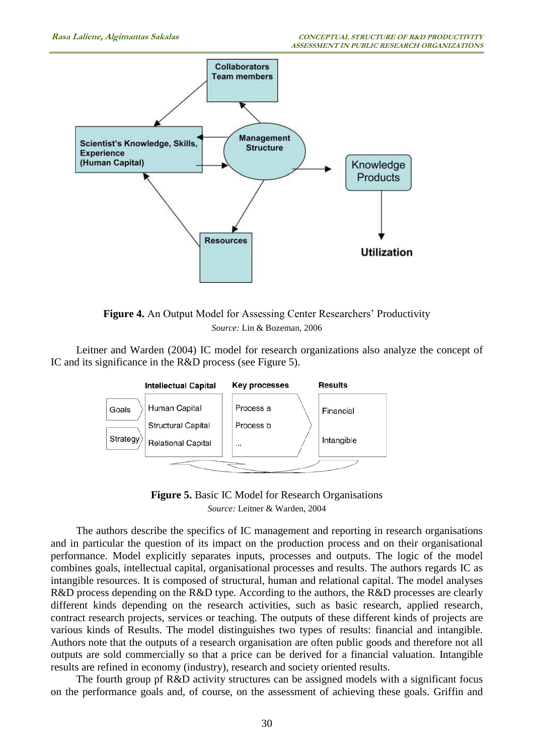**Figure 4.** An Output Model for Assessing Center Researchers' Productivity
*Source:* Lin & Bozeman, 2006

Leitner and Warden (2004) IC model for research organizations also analyze the concept of IC and its significance in the R&D process (see Figure 5).

**Figure 5.** Basic IC Model for Research Organisations
*Source:* Leitner & Warden, 2004

The authors describe the specifics of IC management and reporting in research organisations and in particular the question of its impact on the production process and on their organisational performance. Model explicitly separates inputs, processes and outputs. The logic of the model combines goals, intellectual capital, organisational processes and results. The authors regards IC as intangible resources. It is composed of structural, human and relational capital. The model analyses R&D process depending on the R&D type. According to the authors, the R&D processes are clearly different kinds depending on the research activities, such as basic research, applied research, contract research projects, services or teaching. The outputs of these different kinds of projects are various kinds of Results. The model distinguishes two types of results: financial and intangible. Authors note that the outputs of a research organisation are often public goods and therefore not all outputs are sold commercially so that a price can be derived for a financial valuation. Intangible results are refined in economy (industry), research and society oriented results.

The fourth group pf R&D activity structures can be assigned models with a significant focus on the performance goals and, of course, on the assessment of achieving these goals. Griffin and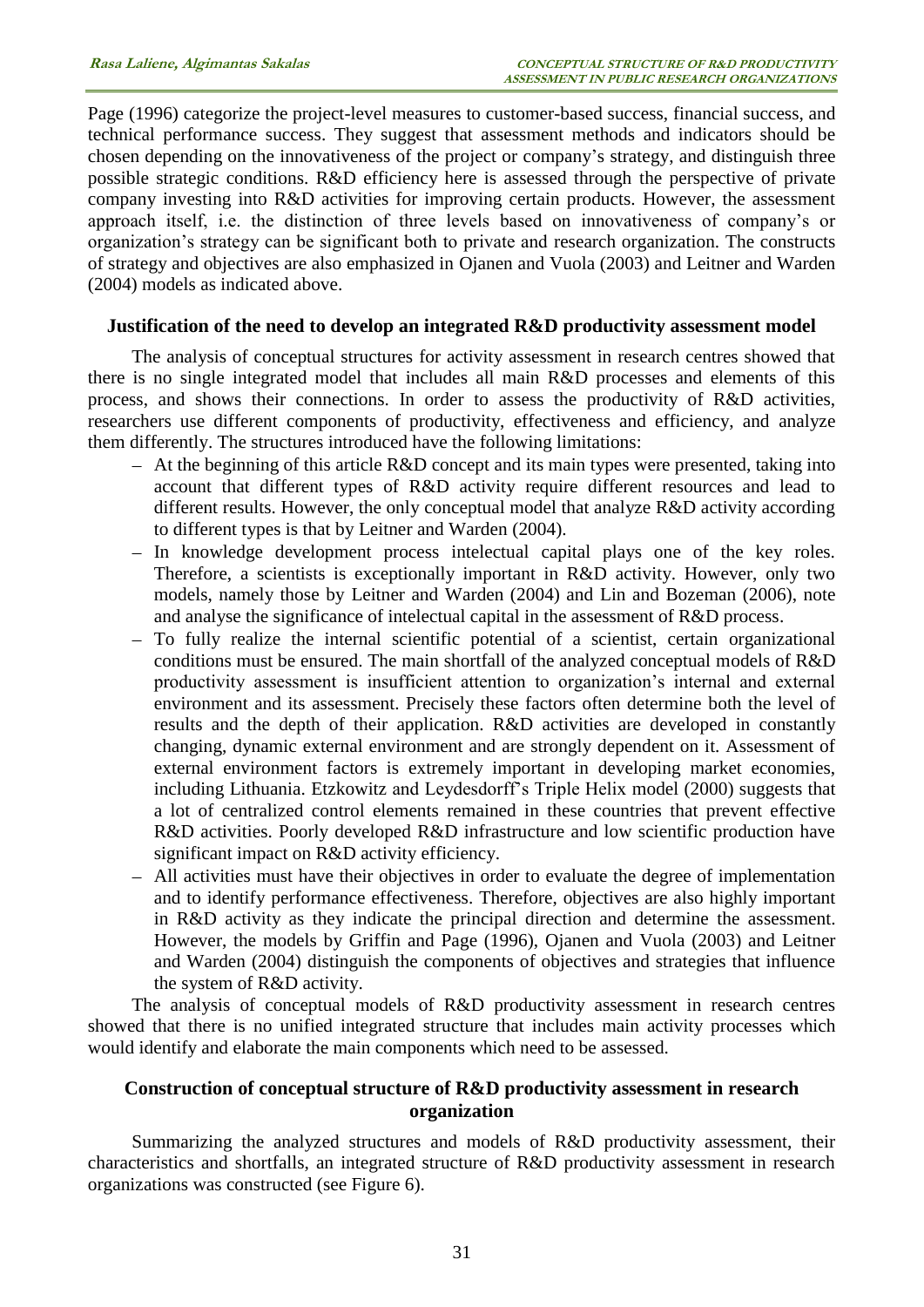Page (1996) categorize the project-level measures to customer-based success, financial success, and technical performance success. They suggest that assessment methods and indicators should be chosen depending on the innovativeness of the project or company's strategy, and distinguish three possible strategic conditions. R&D efficiency here is assessed through the perspective of private company investing into R&D activities for improving certain products. However, the assessment approach itself, i.e. the distinction of three levels based on innovativeness of company's or organization's strategy can be significant both to private and research organization. The constructs of strategy and objectives are also emphasized in Ojanen and Vuola (2003) and Leitner and Warden (2004) models as indicated above.

## Justification of the need to develop an integrated R&D productivity assessment model

The analysis of conceptual structures for activity assessment in research centres showed that there is no single integrated model that includes all main R&D processes and elements of this process, and shows their connections. In order to assess the productivity of R&D activities, researchers use different components of productivity, effectiveness and efficiency, and analyze them differently. The structures introduced have the following limitations:

– At the beginning of this article R&D concept and its main types were presented, taking into account that different types of R&D activity require different resources and lead to different results. However, the only conceptual model that analyze R&D activity according to different types is that by Leitner and Warden (2004).

– In knowledge development process intelectual capital plays one of the key roles. Therefore, a scientists is exceptionally important in R&D activity. However, only two models, namely those by Leitner and Warden (2004) and Lin and Bozeman (2006), note and analyse the significance of intelectual capital in the assessment of R&D process.

– To fully realize the internal scientific potential of a scientist, certain organizational conditions must be ensured. The main shortfall of the analyzed conceptual models of R&D productivity assessment is insufficient attention to organization's internal and external environment and its assessment. Precisely these factors often determine both the level of results and the depth of their application. R&D activities are developed in constantly changing, dynamic external environment and are strongly dependent on it. Assessment of external environment factors is extremely important in developing market economies, including Lithuania. Etzkowitz and Leydesdorff's Triple Helix model (2000) suggests that a lot of centralized control elements remained in these countries that prevent effective R&D activities. Poorly developed R&D infrastructure and low scientific production have significant impact on R&D activity efficiency.

– All activities must have their objectives in order to evaluate the degree of implementation and to identify performance effectiveness. Therefore, objectives are also highly important in R&D activity as they indicate the principal direction and determine the assessment. However, the models by Griffin and Page (1996), Ojanen and Vuola (2003) and Leitner and Warden (2004) distinguish the components of objectives and strategies that influence the system of R&D activity.

The analysis of conceptual models of R&D productivity assessment in research centres showed that there is no unified integrated structure that includes main activity processes which would identify and elaborate the main components which need to be assessed.

## Construction of conceptual structure of R&D productivity assessment in research organization

Summarizing the analyzed structures and models of R&D productivity assessment, their characteristics and shortfalls, an integrated structure of R&D productivity assessment in research organizations was constructed (see Figure 6).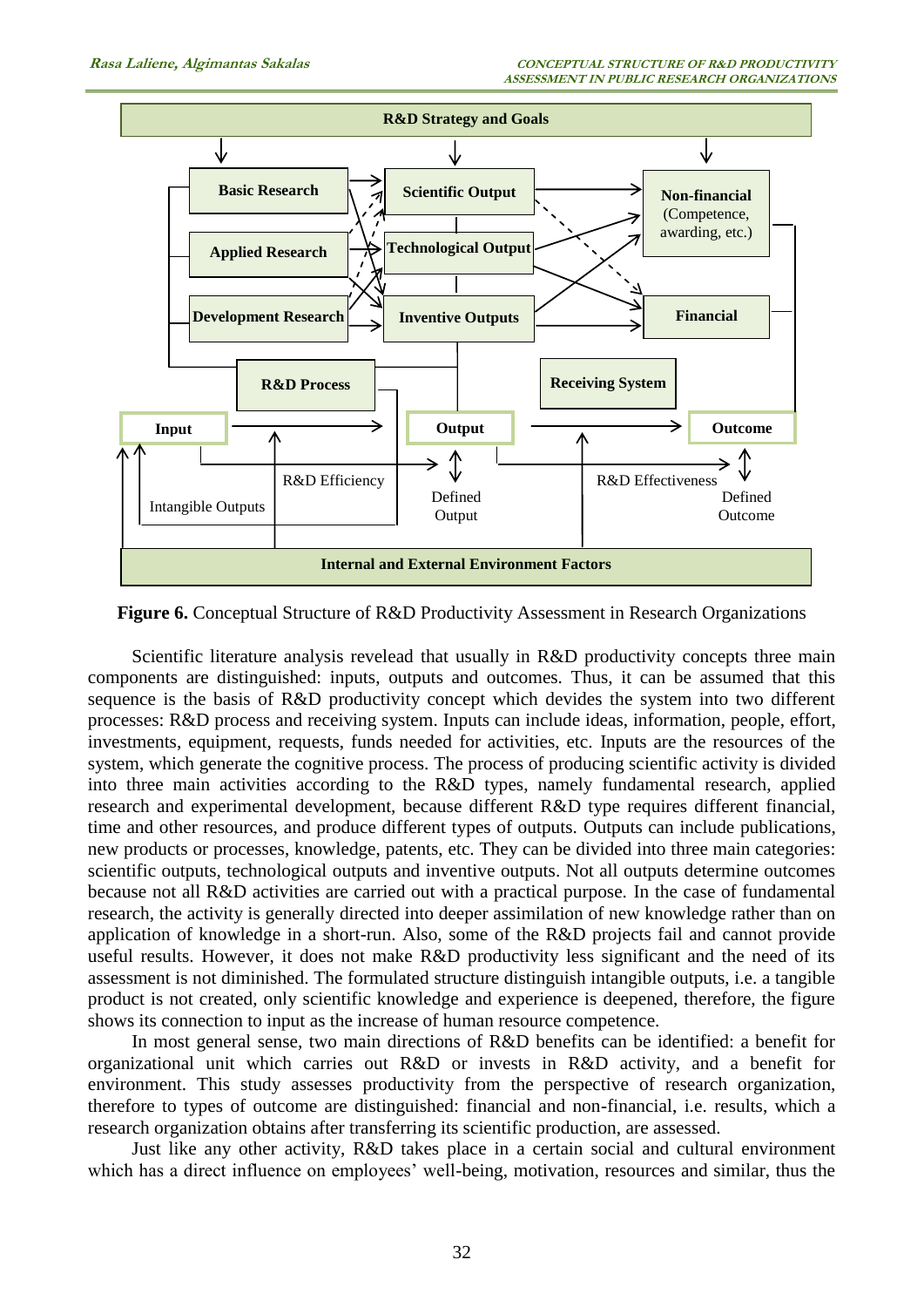**Figure 6.** Conceptual Structure of R&D Productivity Assessment in Research Organizations

Scientific literature analysis revelead that usually in R&D productivity concepts three main components are distinguished: inputs, outputs and outcomes. Thus, it can be assumed that this sequence is the basis of R&D productivity concept which devides the system into two different processes: R&D process and receiving system. Inputs can include ideas, information, people, effort, investments, equipment, requests, funds needed for activities, etc. Inputs are the resources of the system, which generate the cognitive process. The process of producing scientific activity is divided into three main activities according to the R&D types, namely fundamental research, applied research and experimental development, because different R&D type requires different financial, time and other resources, and produce different types of outputs. Outputs can include publications, new products or processes, knowledge, patents, etc. They can be divided into three main categories: scientific outputs, technological outputs and inventive outputs. Not all outputs determine outcomes because not all R&D activities are carried out with a practical purpose. In the case of fundamental research, the activity is generally directed into deeper assimilation of new knowledge rather than on application of knowledge in a short-run. Also, some of the R&D projects fail and cannot provide useful results. However, it does not make R&D productivity less significant and the need of its assessment is not diminished. The formulated structure distinguish intangible outputs, i.e. a tangible product is not created, only scientific knowledge and experience is deepened, therefore, the figure shows its connection to input as the increase of human resource competence.

In most general sense, two main directions of R&D benefits can be identified: a benefit for organizational unit which carries out R&D or invests in R&D activity, and a benefit for environment. This study assesses productivity from the perspective of research organization, therefore to types of outcome are distinguished: financial and non-financial, i.e. results, which a research organization obtains after transferring its scientific production, are assessed.

Just like any other activity, R&D takes place in a certain social and cultural environment which has a direct influence on employees' well-being, motivation, resources and similar, thus the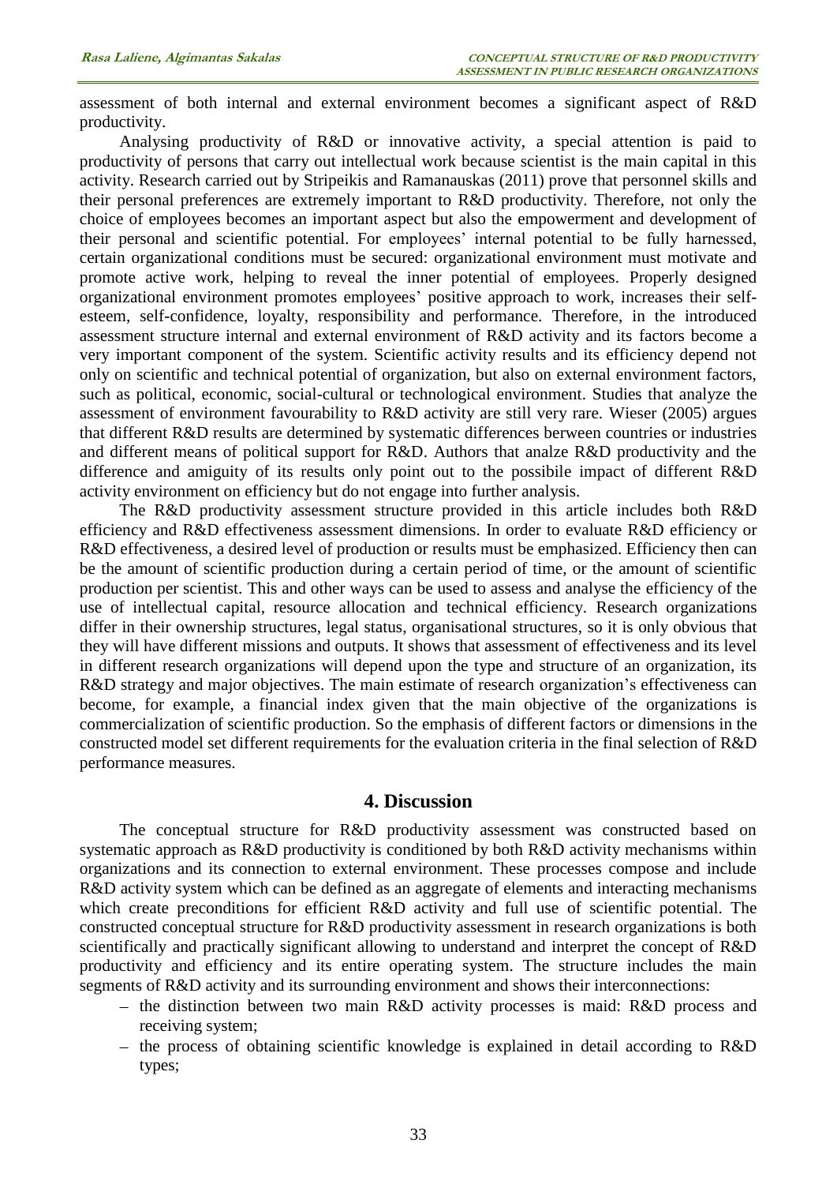assessment of both internal and external environment becomes a significant aspect of R&D productivity.

Analysing productivity of R&D or innovative activity, a special attention is paid to productivity of persons that carry out intellectual work because scientist is the main capital in this activity. Research carried out by Stripeikis and Ramanauskas (2011) prove that personnel skills and their personal preferences are extremely important to R&D productivity. Therefore, not only the choice of employees becomes an important aspect but also the empowerment and development of their personal and scientific potential. For employees' internal potential to be fully harnessed, certain organizational conditions must be secured: organizational environment must motivate and promote active work, helping to reveal the inner potential of employees. Properly designed organizational environment promotes employees' positive approach to work, increases their self-esteem, self-confidence, loyalty, responsibility and performance. Therefore, in the introduced assessment structure internal and external environment of R&D activity and its factors become a very important component of the system. Scientific activity results and its efficiency depend not only on scientific and technical potential of organization, but also on external environment factors, such as political, economic, social-cultural or technological environment. Studies that analyze the assessment of environment favourability to R&D activity are still very rare. Wieser (2005) argues that different R&D results are determined by systematic differences berween countries or industries and different means of political support for R&D. Authors that analze R&D productivity and the difference and amiguity of its results only point out to the possibile impact of different R&D activity environment on efficiency but do not engage into further analysis.

The R&D productivity assessment structure provided in this article includes both R&D efficiency and R&D effectiveness assessment dimensions. In order to evaluate R&D efficiency or R&D effectiveness, a desired level of production or results must be emphasized. Efficiency then can be the amount of scientific production during a certain period of time, or the amount of scientific production per scientist. This and other ways can be used to assess and analyse the efficiency of the use of intellectual capital, resource allocation and technical efficiency. Research organizations differ in their ownership structures, legal status, organisational structures, so it is only obvious that they will have different missions and outputs. It shows that assessment of effectiveness and its level in different research organizations will depend upon the type and structure of an organization, its R&D strategy and major objectives. The main estimate of research organization's effectiveness can become, for example, a financial index given that the main objective of the organizations is commercialization of scientific production. So the emphasis of different factors or dimensions in the constructed model set different requirements for the evaluation criteria in the final selection of R&D performance measures.

## 4. Discussion

The conceptual structure for R&D productivity assessment was constructed based on systematic approach as R&D productivity is conditioned by both R&D activity mechanisms within organizations and its connection to external environment. These processes compose and include R&D activity system which can be defined as an aggregate of elements and interacting mechanisms which create preconditions for efficient R&D activity and full use of scientific potential. The constructed conceptual structure for R&D productivity assessment in research organizations is both scientifically and practically significant allowing to understand and interpret the concept of R&D productivity and efficiency and its entire operating system. The structure includes the main segments of R&D activity and its surrounding environment and shows their interconnections:

- the distinction between two main R&D activity processes is maid: R&D process and receiving system;
- the process of obtaining scientific knowledge is explained in detail according to R&D types;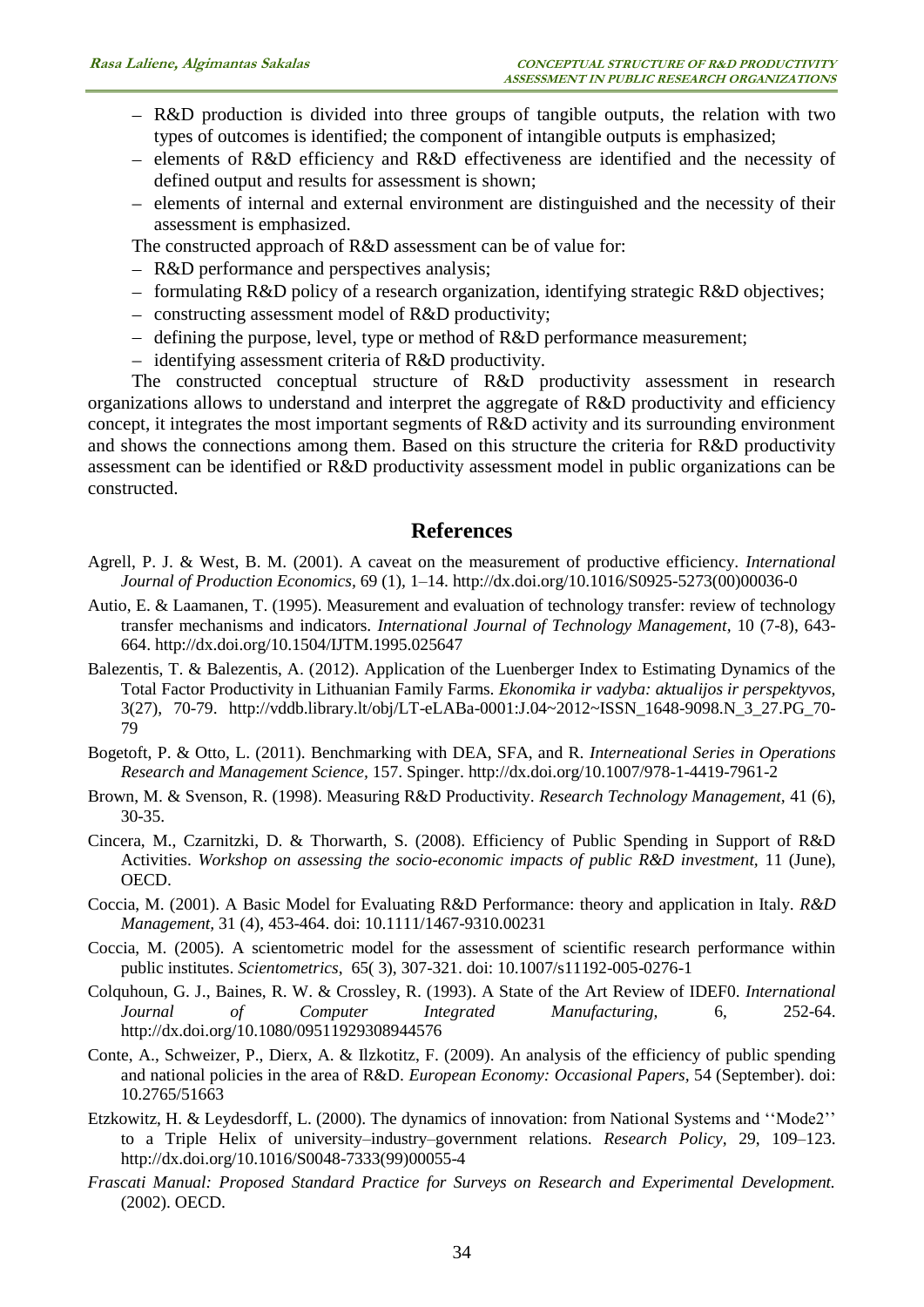– R&D production is divided into three groups of tangible outputs, the relation with two types of outcomes is identified; the component of intangible outputs is emphasized;
– elements of R&D efficiency and R&D effectiveness are identified and the necessity of defined output and results for assessment is shown;
– elements of internal and external environment are distinguished and the necessity of their assessment is emphasized.

The constructed approach of R&D assessment can be of value for:

– R&D performance and perspectives analysis;
– formulating R&D policy of a research organization, identifying strategic R&D objectives;
– constructing assessment model of R&D productivity;
– defining the purpose, level, type or method of R&D performance measurement;
– identifying assessment criteria of R&D productivity.

The constructed conceptual structure of R&D productivity assessment in research organizations allows to understand and interpret the aggregate of R&D productivity and efficiency concept, it integrates the most important segments of R&D activity and its surrounding environment and shows the connections among them. Based on this structure the criteria for R&D productivity assessment can be identified or R&D productivity assessment model in public organizations can be constructed.

## References

Agrell, P. J. & West, B. M. (2001). A caveat on the measurement of productive efficiency. *International Journal of Production Economics,* 69 (1), 1–14. http://dx.doi.org/10.1016/S0925-5273(00)00036-0

Autio, E. & Laamanen, T. (1995). Measurement and evaluation of technology transfer: review of technology transfer mechanisms and indicators. *International Journal of Technology Management*, 10 (7-8), 643-664. http://dx.doi.org/10.1504/IJTM.1995.025647

Balezentis, T. & Balezentis, A. (2012). Application of the Luenberger Index to Estimating Dynamics of the Total Factor Productivity in Lithuanian Family Farms. *Ekonomika ir vadyba: aktualijos ir perspektyvos,* 3(27), 70-79. http://vddb.library.lt/obj/LT-eLABa-0001:J.04~2012~ISSN_1648-9098.N_3_27.PG_70-79

Bogetoft, P. & Otto, L. (2011). Benchmarking with DEA, SFA, and R. *Interneational Series in Operations Research and Management Science*, 157. Spinger. http://dx.doi.org/10.1007/978-1-4419-7961-2

Brown, M. & Svenson, R. (1998). Measuring R&D Productivity. *Research Technology Management,* 41 (6), 30-35.

Cincera, M., Czarnitzki, D. & Thorwarth, S. (2008). Efficiency of Public Spending in Support of R&D Activities. *Workshop on assessing the socio-economic impacts of public R&D investment*, 11 (June), OECD.

Coccia, M. (2001). A Basic Model for Evaluating R&D Performance: theory and application in Italy. *R&D Management,* 31 (4), 453-464. doi: 10.1111/1467-9310.00231

Coccia, M. (2005). A scientometric model for the assessment of scientific research performance within public institutes. *Scientometrics*, 65( 3), 307-321. doi: 10.1007/s11192-005-0276-1

Colquhoun, G. J., Baines, R. W. & Crossley, R. (1993). A State of the Art Review of IDEF0. *International Journal of Computer Integrated Manufacturing,* 6, 252-64. http://dx.doi.org/10.1080/09511929308944576

Conte, A., Schweizer, P., Dierx, A. & Ilzkotitz, F. (2009). An analysis of the efficiency of public spending and national policies in the area of R&D. *European Economy: Occasional Papers*, 54 (September). doi: 10.2765/51663

Etzkowitz, H. & Leydesdorff, L. (2000). The dynamics of innovation: from National Systems and ''Mode2'' to a Triple Helix of university–industry–government relations. *Research Policy,* 29, 109–123. http://dx.doi.org/10.1016/S0048-7333(99)00055-4

*Frascati Manual: Proposed Standard Practice for Surveys on Research and Experimental Development.* (2002). OECD.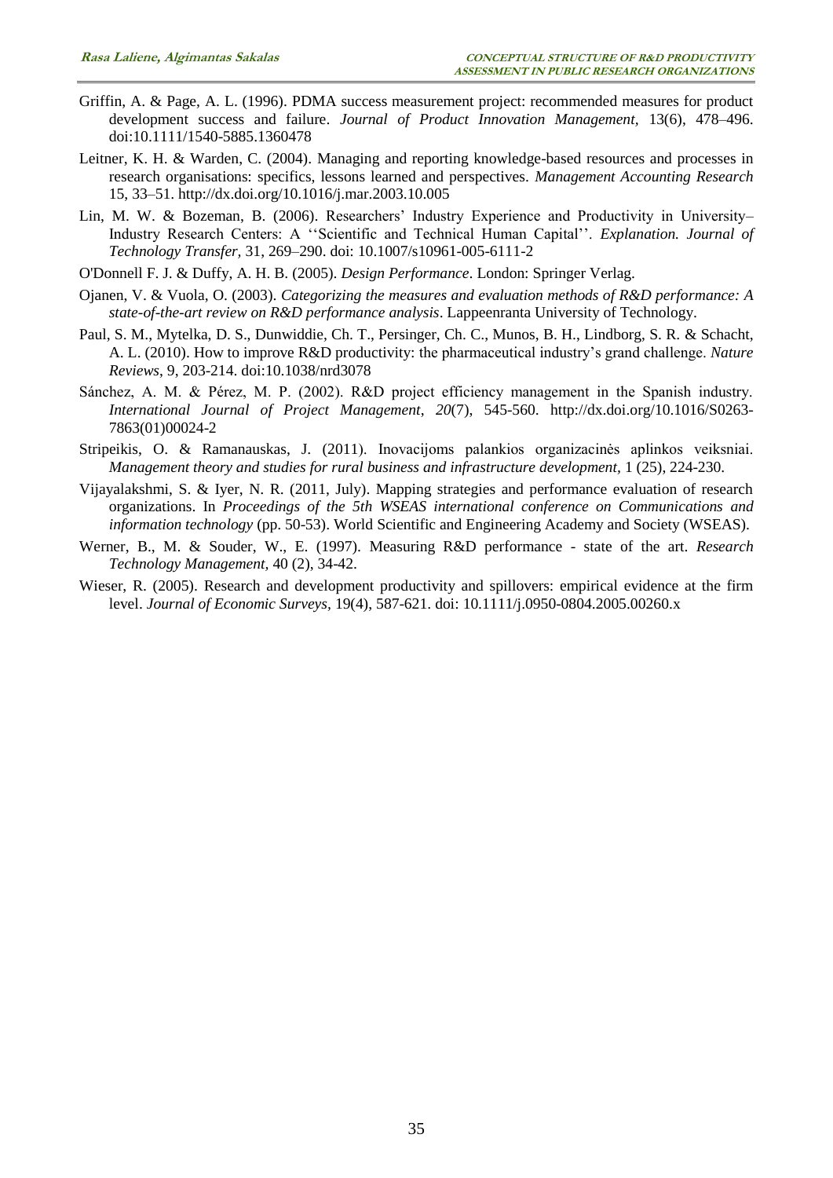Griffin, A. & Page, A. L. (1996). PDMA success measurement project: recommended measures for product development success and failure. *Journal of Product Innovation Management,* 13(6), 478–496. doi:10.1111/1540-5885.1360478

Leitner, K. H. & Warden, C. (2004). Managing and reporting knowledge-based resources and processes in research organisations: specifics, lessons learned and perspectives. *Management Accounting Research* 15, 33–51. http://dx.doi.org/10.1016/j.mar.2003.10.005

Lin, M. W. & Bozeman, B. (2006). Researchers' Industry Experience and Productivity in University–Industry Research Centers: A ''Scientific and Technical Human Capital''. *Explanation. Journal of Technology Transfer,* 31, 269–290. doi: 10.1007/s10961-005-6111-2

O'Donnell F. J. & Duffy, A. H. B. (2005). *Design Performance*. London: Springer Verlag.

Ojanen, V. & Vuola, O. (2003). *Categorizing the measures and evaluation methods of R&D performance: A state-of-the-art review on R&D performance analysis*. Lappeenranta University of Technology.

Paul, S. M., Mytelka, D. S., Dunwiddie, Ch. T., Persinger, Ch. C., Munos, B. H., Lindborg, S. R. & Schacht, A. L. (2010). How to improve R&D productivity: the pharmaceutical industry's grand challenge. *Nature Reviews*, 9, 203-214. doi:10.1038/nrd3078

Sánchez, A. M. & Pérez, M. P. (2002). R&D project efficiency management in the Spanish industry. *International Journal of Project Management*, *20*(7), 545-560. http://dx.doi.org/10.1016/S0263-7863(01)00024-2

Stripeikis, O. & Ramanauskas, J. (2011). Inovacijoms palankios organizacinės aplinkos veiksniai. *Management theory and studies for rural business and infrastructure development*, 1 (25), 224-230.

Vijayalakshmi, S. & Iyer, N. R. (2011, July). Mapping strategies and performance evaluation of research organizations. In *Proceedings of the 5th WSEAS international conference on Communications and information technology* (pp. 50-53). World Scientific and Engineering Academy and Society (WSEAS).

Werner, B., M. & Souder, W., E. (1997). Measuring R&D performance - state of the art. *Research Technology Management*, 40 (2), 34-42.

Wieser, R. (2005). Research and development productivity and spillovers: empirical evidence at the firm level. *Journal of Economic Surveys*, 19(4), 587-621. doi: 10.1111/j.0950-0804.2005.00260.x